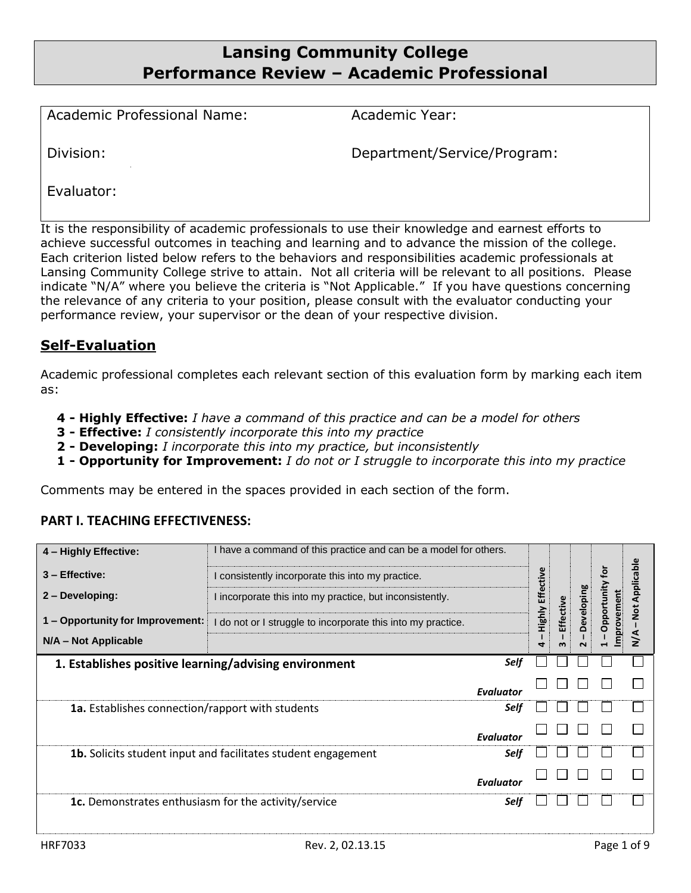# Lansing Community College
# Performance Review – Academic Professional

| Academic Professional Name: | Academic Year: |
|---|---|
| Division: | Department/Service/Program: |
| Evaluator: | |

It is the responsibility of academic professionals to use their knowledge and earnest efforts to achieve successful outcomes in teaching and learning and to advance the mission of the college. Each criterion listed below refers to the behaviors and responsibilities academic professionals at Lansing Community College strive to attain. Not all criteria will be relevant to all positions. Please indicate "N/A" where you believe the criteria is "Not Applicable." If you have questions concerning the relevance of any criteria to your position, please consult with the evaluator conducting your performance review, your supervisor or the dean of your respective division.

## Self-Evaluation

Academic professional completes each relevant section of this evaluation form by marking each item as:

- **4 - Highly Effective:** *I have a command of this practice and can be a model for others*
- **3 - Effective:** *I consistently incorporate this into my practice*
- **2 - Developing:** *I incorporate this into my practice, but inconsistently*
- **1 - Opportunity for Improvement:** *I do not or I struggle to incorporate this into my practice*

Comments may be entered in the spaces provided in each section of the form.

### PART I. TEACHING EFFECTIVENESS:

| 4 – Highly Effective: | I have a command of this practice and can be a model for others. | | 4 – Highly Effective | 3 – Effective | 2 – Developing | 1 – Opportunity for Improvement | N/A – Not Applicable |
|---|---|---|---|---|---|---|---|
| 3 – Effective: | I consistently incorporate this into my practice. | | | | | | |
| 2 – Developing: | I incorporate this into my practice, but inconsistently. | | | | | | |
| 1 – Opportunity for Improvement: | I do not or I struggle to incorporate this into my practice. | | | | | | |
| N/A – Not Applicable | | | | | | | |
| **1. Establishes positive learning/advising environment** | | *Self* | ☐ | ☐ | ☐ | ☐ | ☐ |
| | | *Evaluator* | ☐ | ☐ | ☐ | ☐ | ☐ |
| **1a.** Establishes connection/rapport with students | | *Self* | ☐ | ☐ | ☐ | ☐ | ☐ |
| | | *Evaluator* | ☐ | ☐ | ☐ | ☐ | ☐ |
| **1b.** Solicits student input and facilitates student engagement | | *Self* | ☐ | ☐ | ☐ | ☐ | ☐ |
| | | *Evaluator* | ☐ | ☐ | ☐ | ☐ | ☐ |
| **1c.** Demonstrates enthusiasm for the activity/service | | *Self* | ☐ | ☐ | ☐ | ☐ | ☐ |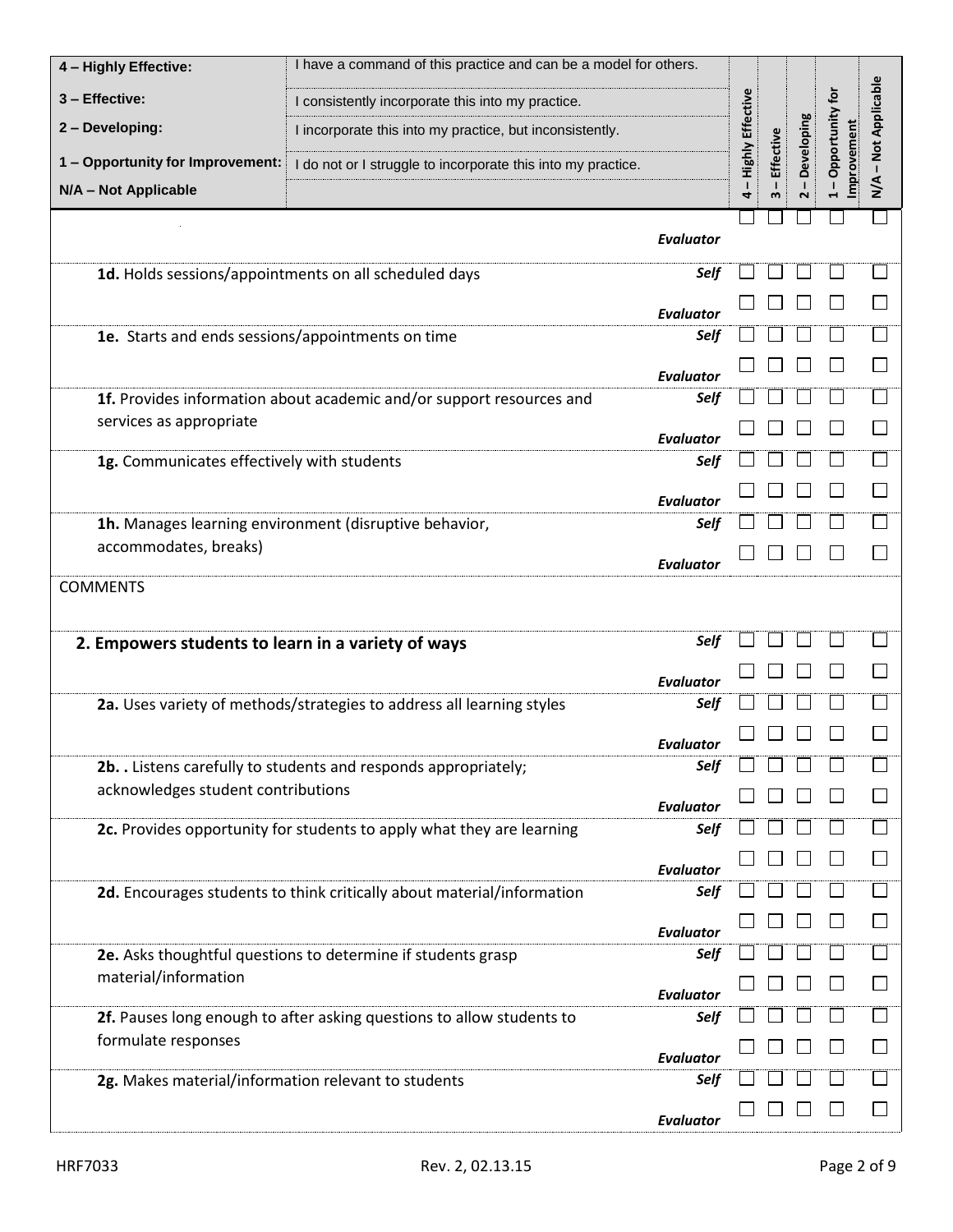| 4 – Highly Effective: | I have a command of this practice and can be a model for others. |
|---|---|
| 3 – Effective: | I consistently incorporate this into my practice. |
| 2 – Developing: | I incorporate this into my practice, but inconsistently. |
| 1 – Opportunity for Improvement: | I do not or I struggle to incorporate this into my practice. |
| N/A – Not Applicable | |

| Item | | 4 – Highly Effective | 3 – Effective | 2 – Developing | 1 – Opportunity for Improvement | N/A – Not Applicable |
|---|---|---|---|---|---|---|
| | ***Evaluator*** | ☐ | ☐ | ☐ | ☐ | ☐ |
| **1d.** Holds sessions/appointments on all scheduled days | ***Self*** | ☐ | ☐ | ☐ | ☐ | ☐ |
| | ***Evaluator*** | ☐ | ☐ | ☐ | ☐ | ☐ |
| **1e.** Starts and ends sessions/appointments on time | ***Self*** | ☐ | ☐ | ☐ | ☐ | ☐ |
| | ***Evaluator*** | ☐ | ☐ | ☐ | ☐ | ☐ |
| **1f.** Provides information about academic and/or support resources and services as appropriate | ***Self*** | ☐ | ☐ | ☐ | ☐ | ☐ |
| | ***Evaluator*** | ☐ | ☐ | ☐ | ☐ | ☐ |
| **1g.** Communicates effectively with students | ***Self*** | ☐ | ☐ | ☐ | ☐ | ☐ |
| | ***Evaluator*** | ☐ | ☐ | ☐ | ☐ | ☐ |
| **1h.** Manages learning environment (disruptive behavior, accommodates, breaks) | ***Self*** | ☐ | ☐ | ☐ | ☐ | ☐ |
| | ***Evaluator*** | ☐ | ☐ | ☐ | ☐ | ☐ |

COMMENTS

| Item | | 4 – Highly Effective | 3 – Effective | 2 – Developing | 1 – Opportunity for Improvement | N/A – Not Applicable |
|---|---|---|---|---|---|---|
| **2. Empowers students to learn in a variety of ways** | ***Self*** | ☐ | ☐ | ☐ | ☐ | ☐ |
| | ***Evaluator*** | ☐ | ☐ | ☐ | ☐ | ☐ |
| **2a.** Uses variety of methods/strategies to address all learning styles | ***Self*** | ☐ | ☐ | ☐ | ☐ | ☐ |
| | ***Evaluator*** | ☐ | ☐ | ☐ | ☐ | ☐ |
| **2b. .** Listens carefully to students and responds appropriately; acknowledges student contributions | ***Self*** | ☐ | ☐ | ☐ | ☐ | ☐ |
| | ***Evaluator*** | ☐ | ☐ | ☐ | ☐ | ☐ |
| **2c.** Provides opportunity for students to apply what they are learning | ***Self*** | ☐ | ☐ | ☐ | ☐ | ☐ |
| | ***Evaluator*** | ☐ | ☐ | ☐ | ☐ | ☐ |
| **2d.** Encourages students to think critically about material/information | ***Self*** | ☐ | ☐ | ☐ | ☐ | ☐ |
| | ***Evaluator*** | ☐ | ☐ | ☐ | ☐ | ☐ |
| **2e.** Asks thoughtful questions to determine if students grasp material/information | ***Self*** | ☐ | ☐ | ☐ | ☐ | ☐ |
| | ***Evaluator*** | ☐ | ☐ | ☐ | ☐ | ☐ |
| **2f.** Pauses long enough to after asking questions to allow students to formulate responses | ***Self*** | ☐ | ☐ | ☐ | ☐ | ☐ |
| | ***Evaluator*** | ☐ | ☐ | ☐ | ☐ | ☐ |
| **2g.** Makes material/information relevant to students | ***Self*** | ☐ | ☐ | ☐ | ☐ | ☐ |
| | ***Evaluator*** | ☐ | ☐ | ☐ | ☐ | ☐ |

HRF7033 Rev. 2, 02.13.15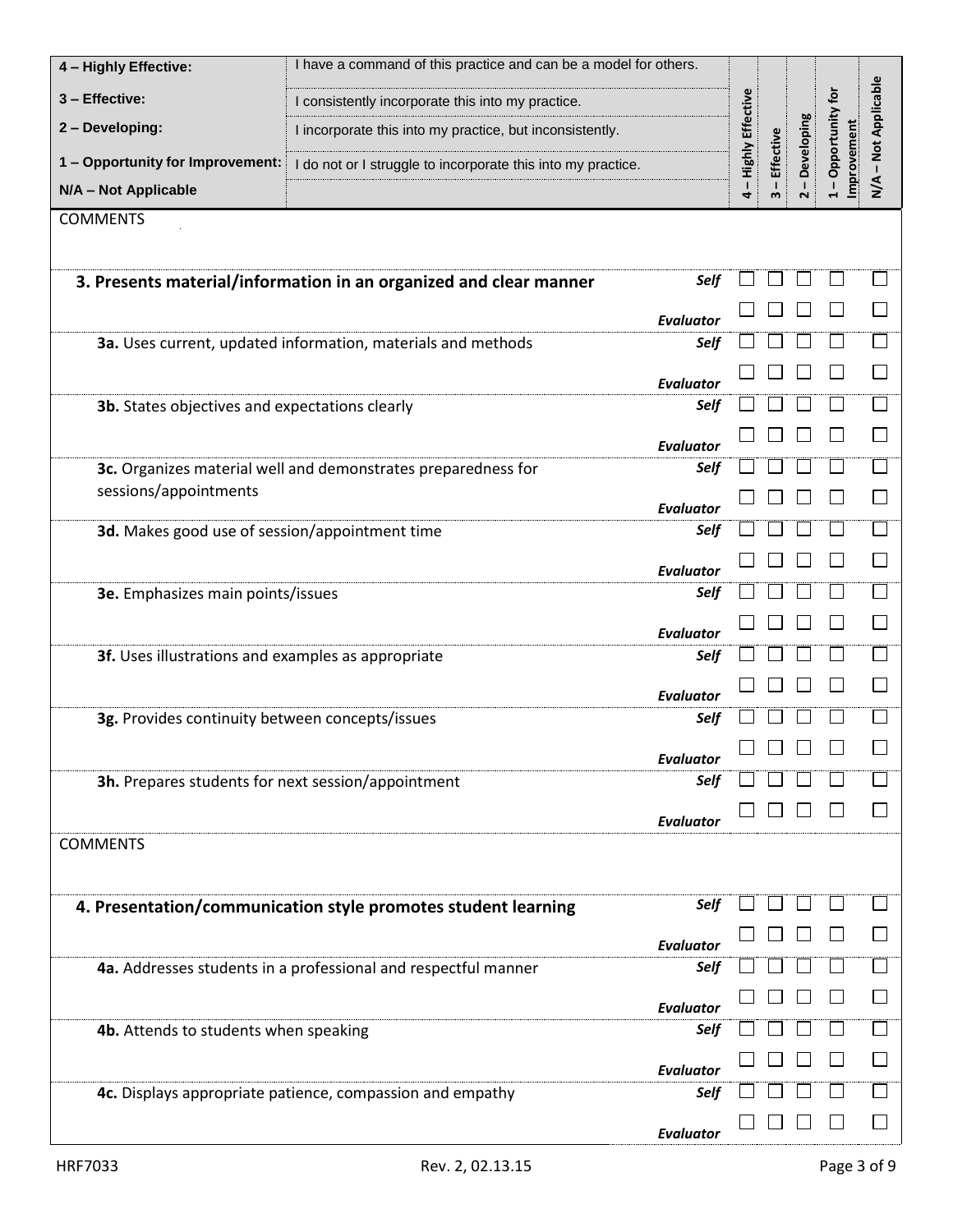| 4 – Highly Effective: | I have a command of this practice and can be a model for others. |
|---|---|
| 3 – Effective: | I consistently incorporate this into my practice. |
| 2 – Developing: | I incorporate this into my practice, but inconsistently. |
| 1 – Opportunity for Improvement: | I do not or I struggle to incorporate this into my practice. |
| N/A – Not Applicable | |

COMMENTS

| | | 4 – Highly Effective | 3 – Effective | 2 – Developing | 1 – Opportunity for Improvement | N/A – Not Applicable |
|---|---|---|---|---|---|---|
| **3. Presents material/information in an organized and clear manner** | ***Self*** | ☐ | ☐ | ☐ | ☐ | ☐ |
| | ***Evaluator*** | ☐ | ☐ | ☐ | ☐ | ☐ |
| **3a.** Uses current, updated information, materials and methods | ***Self*** | ☐ | ☐ | ☐ | ☐ | ☐ |
| | ***Evaluator*** | ☐ | ☐ | ☐ | ☐ | ☐ |
| **3b.** States objectives and expectations clearly | ***Self*** | ☐ | ☐ | ☐ | ☐ | ☐ |
| | ***Evaluator*** | ☐ | ☐ | ☐ | ☐ | ☐ |
| **3c.** Organizes material well and demonstrates preparedness for sessions/appointments | ***Self*** | ☐ | ☐ | ☐ | ☐ | ☐ |
| | ***Evaluator*** | ☐ | ☐ | ☐ | ☐ | ☐ |
| **3d.** Makes good use of session/appointment time | ***Self*** | ☐ | ☐ | ☐ | ☐ | ☐ |
| | ***Evaluator*** | ☐ | ☐ | ☐ | ☐ | ☐ |
| **3e.** Emphasizes main points/issues | ***Self*** | ☐ | ☐ | ☐ | ☐ | ☐ |
| | ***Evaluator*** | ☐ | ☐ | ☐ | ☐ | ☐ |
| **3f.** Uses illustrations and examples as appropriate | ***Self*** | ☐ | ☐ | ☐ | ☐ | ☐ |
| | ***Evaluator*** | ☐ | ☐ | ☐ | ☐ | ☐ |
| **3g.** Provides continuity between concepts/issues | ***Self*** | ☐ | ☐ | ☐ | ☐ | ☐ |
| | ***Evaluator*** | ☐ | ☐ | ☐ | ☐ | ☐ |
| **3h.** Prepares students for next session/appointment | ***Self*** | ☐ | ☐ | ☐ | ☐ | ☐ |
| | ***Evaluator*** | ☐ | ☐ | ☐ | ☐ | ☐ |

COMMENTS

| | | 4 – Highly Effective | 3 – Effective | 2 – Developing | 1 – Opportunity for Improvement | N/A – Not Applicable |
|---|---|---|---|---|---|---|
| **4. Presentation/communication style promotes student learning** | ***Self*** | ☐ | ☐ | ☐ | ☐ | ☐ |
| | ***Evaluator*** | ☐ | ☐ | ☐ | ☐ | ☐ |
| **4a.** Addresses students in a professional and respectful manner | ***Self*** | ☐ | ☐ | ☐ | ☐ | ☐ |
| | ***Evaluator*** | ☐ | ☐ | ☐ | ☐ | ☐ |
| **4b.** Attends to students when speaking | ***Self*** | ☐ | ☐ | ☐ | ☐ | ☐ |
| | ***Evaluator*** | ☐ | ☐ | ☐ | ☐ | ☐ |
| **4c.** Displays appropriate patience, compassion and empathy | ***Self*** | ☐ | ☐ | ☐ | ☐ | ☐ |
| | ***Evaluator*** | ☐ | ☐ | ☐ | ☐ | ☐ |

HRF7033 Rev. 2, 02.13.15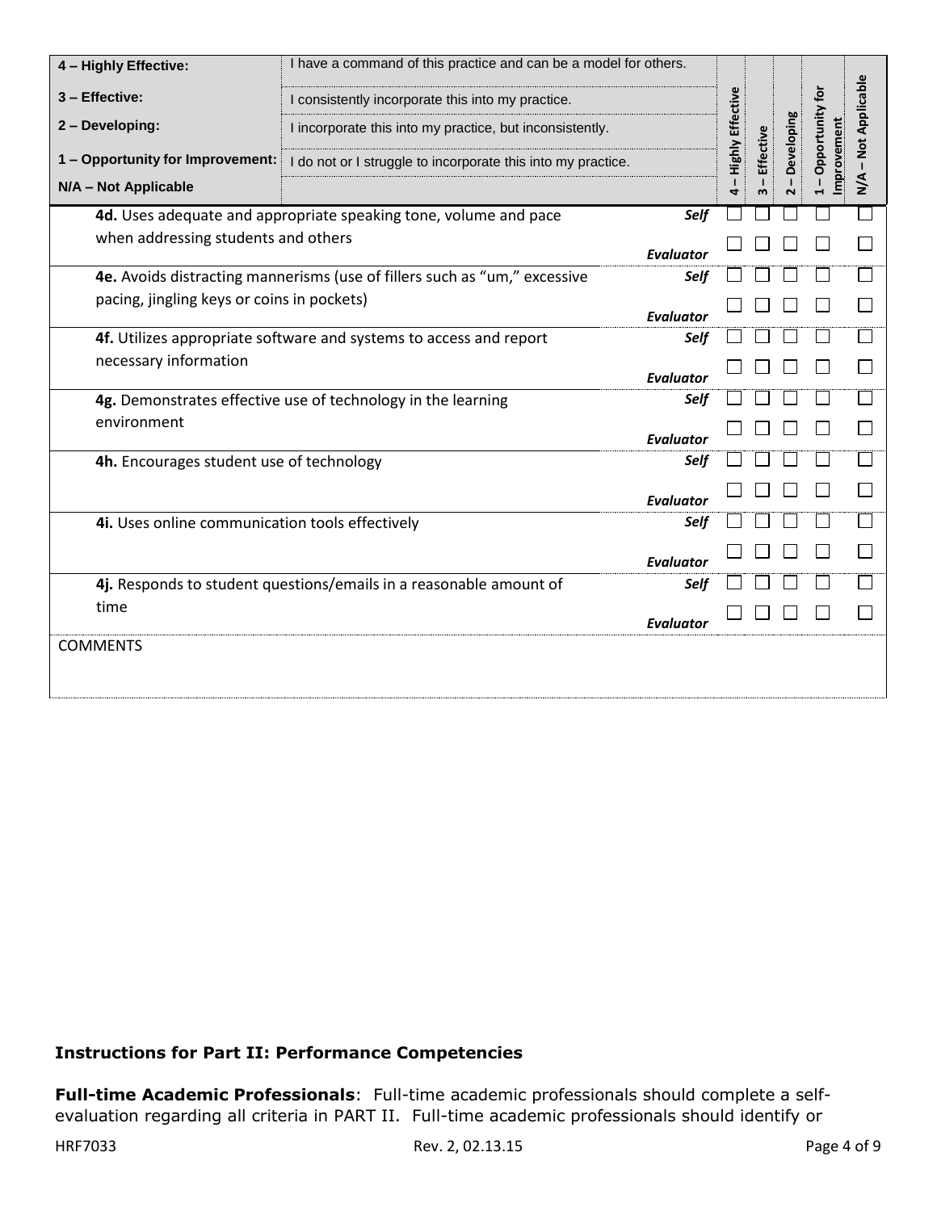| 4 – Highly Effective: | I have a command of this practice and can be a model for others. |
|---|---|
| 3 – Effective: | I consistently incorporate this into my practice. |
| 2 – Developing: | I incorporate this into my practice, but inconsistently. |
| 1 – Opportunity for Improvement: | I do not or I struggle to incorporate this into my practice. |
| N/A – Not Applicable | |

| | | 4 – Highly Effective | 3 – Effective | 2 – Developing | 1 – Opportunity for Improvement | N/A – Not Applicable |
|---|---|---|---|---|---|---|
| **4d.** Uses adequate and appropriate speaking tone, volume and pace when addressing students and others | *Self* | ☐ | ☐ | ☐ | ☐ | ☐ |
| | *Evaluator* | ☐ | ☐ | ☐ | ☐ | ☐ |
| **4e.** Avoids distracting mannerisms (use of fillers such as "um," excessive pacing, jingling keys or coins in pockets) | *Self* | ☐ | ☐ | ☐ | ☐ | ☐ |
| | *Evaluator* | ☐ | ☐ | ☐ | ☐ | ☐ |
| **4f.** Utilizes appropriate software and systems to access and report necessary information | *Self* | ☐ | ☐ | ☐ | ☐ | ☐ |
| | *Evaluator* | ☐ | ☐ | ☐ | ☐ | ☐ |
| **4g.** Demonstrates effective use of technology in the learning environment | *Self* | ☐ | ☐ | ☐ | ☐ | ☐ |
| | *Evaluator* | ☐ | ☐ | ☐ | ☐ | ☐ |
| **4h.** Encourages student use of technology | *Self* | ☐ | ☐ | ☐ | ☐ | ☐ |
| | *Evaluator* | ☐ | ☐ | ☐ | ☐ | ☐ |
| **4i.** Uses online communication tools effectively | *Self* | ☐ | ☐ | ☐ | ☐ | ☐ |
| | *Evaluator* | ☐ | ☐ | ☐ | ☐ | ☐ |
| **4j.** Responds to student questions/emails in a reasonable amount of time | *Self* | ☐ | ☐ | ☐ | ☐ | ☐ |
| | *Evaluator* | ☐ | ☐ | ☐ | ☐ | ☐ |
| COMMENTS | | | | | | |

**Instructions for Part II: Performance Competencies**

**Full-time Academic Professionals**: Full-time academic professionals should complete a self-evaluation regarding all criteria in PART II. Full-time academic professionals should identify or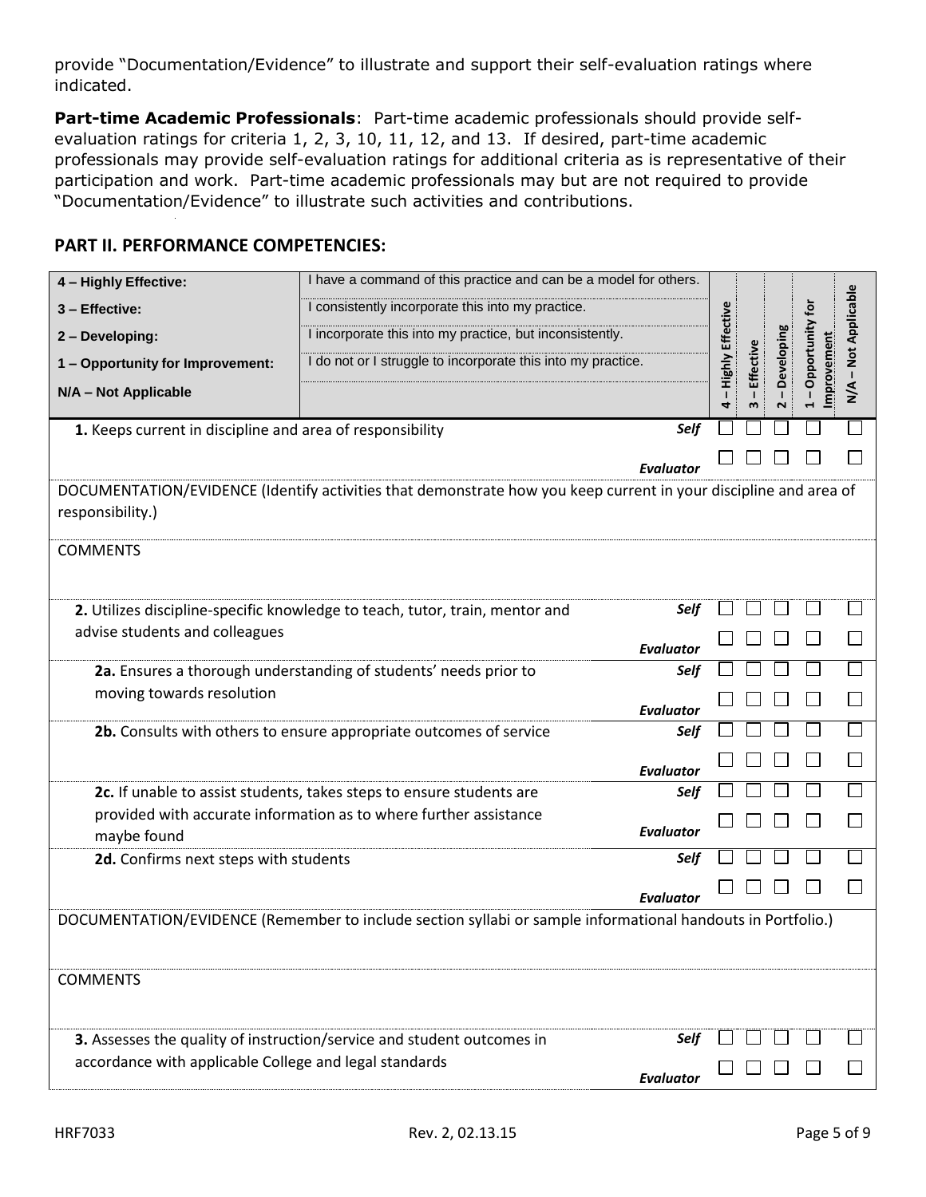provide "Documentation/Evidence" to illustrate and support their self-evaluation ratings where indicated.

**Part-time Academic Professionals**: Part-time academic professionals should provide self-evaluation ratings for criteria 1, 2, 3, 10, 11, 12, and 13. If desired, part-time academic professionals may provide self-evaluation ratings for additional criteria as is representative of their participation and work. Part-time academic professionals may but are not required to provide "Documentation/Evidence" to illustrate such activities and contributions.

## PART II. PERFORMANCE COMPETENCIES:

| Rating | Description |
|---|---|
| **4 – Highly Effective:** | I have a command of this practice and can be a model for others. |
| **3 – Effective:** | I consistently incorporate this into my practice. |
| **2 – Developing:** | I incorporate this into my practice, but inconsistently. |
| **1 – Opportunity for Improvement:** | I do not or I struggle to incorporate this into my practice. |
| **N/A – Not Applicable** | |

| Criterion | | 4 – Highly Effective | 3 – Effective | 2 – Developing | 1 – Opportunity for Improvement | N/A – Not Applicable |
|---|---|---|---|---|---|---|
| **1.** Keeps current in discipline and area of responsibility | ***Self*** | ☐ | ☐ | ☐ | ☐ | ☐ |
| | ***Evaluator*** | ☐ | ☐ | ☐ | ☐ | ☐ |

DOCUMENTATION/EVIDENCE (Identify activities that demonstrate how you keep current in your discipline and area of responsibility.)

COMMENTS

| Criterion | | 4 – Highly Effective | 3 – Effective | 2 – Developing | 1 – Opportunity for Improvement | N/A – Not Applicable |
|---|---|---|---|---|---|---|
| **2.** Utilizes discipline-specific knowledge to teach, tutor, train, mentor and advise students and colleagues | ***Self*** | ☐ | ☐ | ☐ | ☐ | ☐ |
| | ***Evaluator*** | ☐ | ☐ | ☐ | ☐ | ☐ |
| **2a.** Ensures a thorough understanding of students' needs prior to moving towards resolution | ***Self*** | ☐ | ☐ | ☐ | ☐ | ☐ |
| | ***Evaluator*** | ☐ | ☐ | ☐ | ☐ | ☐ |
| **2b.** Consults with others to ensure appropriate outcomes of service | ***Self*** | ☐ | ☐ | ☐ | ☐ | ☐ |
| | ***Evaluator*** | ☐ | ☐ | ☐ | ☐ | ☐ |
| **2c.** If unable to assist students, takes steps to ensure students are provided with accurate information as to where further assistance maybe found | ***Self*** | ☐ | ☐ | ☐ | ☐ | ☐ |
| | ***Evaluator*** | ☐ | ☐ | ☐ | ☐ | ☐ |
| **2d.** Confirms next steps with students | ***Self*** | ☐ | ☐ | ☐ | ☐ | ☐ |
| | ***Evaluator*** | ☐ | ☐ | ☐ | ☐ | ☐ |

DOCUMENTATION/EVIDENCE (Remember to include section syllabi or sample informational handouts in Portfolio.)

COMMENTS

| Criterion | | 4 – Highly Effective | 3 – Effective | 2 – Developing | 1 – Opportunity for Improvement | N/A – Not Applicable |
|---|---|---|---|---|---|---|
| **3.** Assesses the quality of instruction/service and student outcomes in accordance with applicable College and legal standards | ***Self*** | ☐ | ☐ | ☐ | ☐ | ☐ |
| | ***Evaluator*** | ☐ | ☐ | ☐ | ☐ | ☐ |

HRF7033 Rev. 2, 02.13.15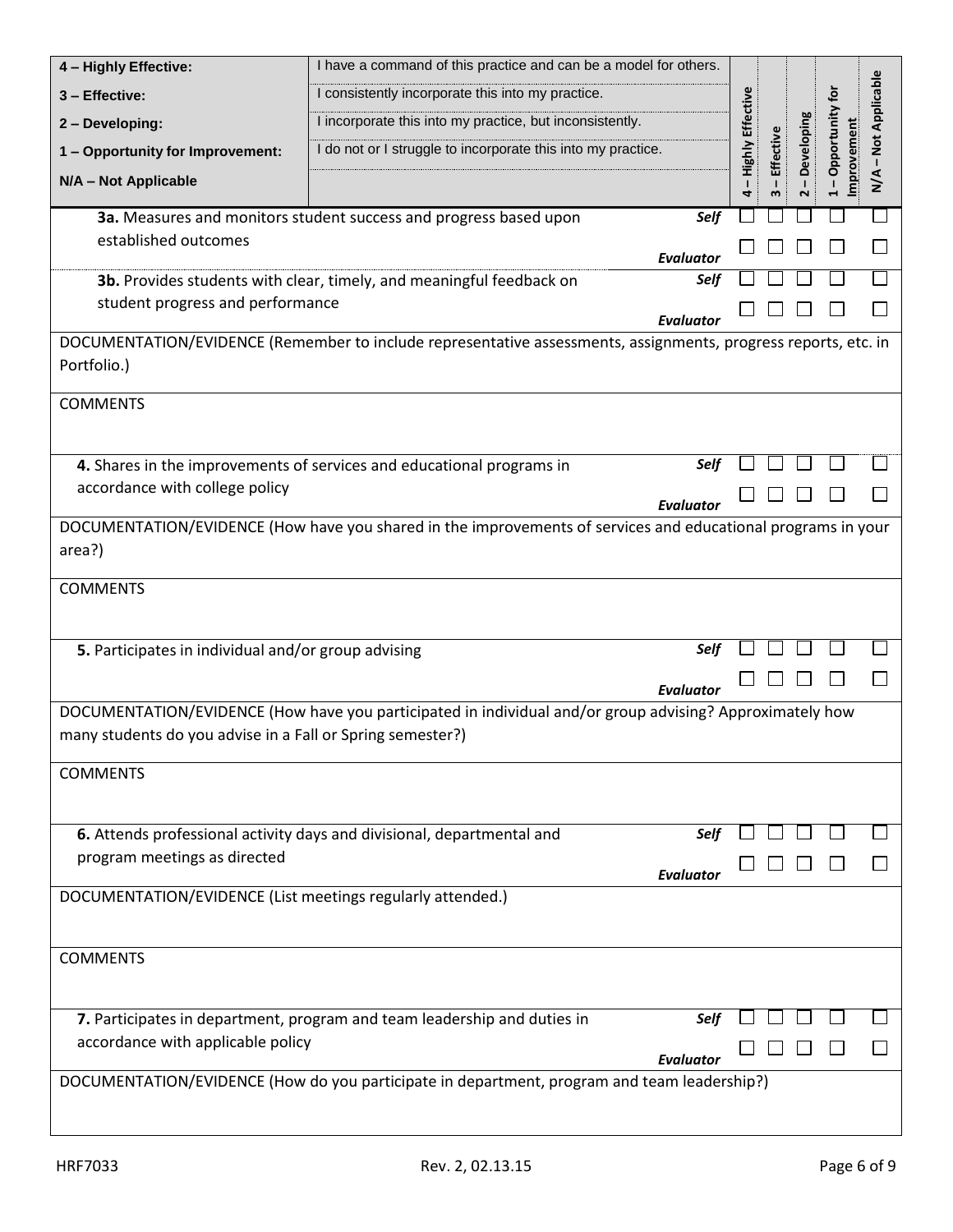| | | 4 – Highly Effective | 3 – Effective | 2 – Developing | 1 – Opportunity for Improvement | N/A – Not Applicable |
|---|---|---|---|---|---|---|
| **4 – Highly Effective:** | I have a command of this practice and can be a model for others. | | | | | |
| **3 – Effective:** | I consistently incorporate this into my practice. | | | | | |
| **2 – Developing:** | I incorporate this into my practice, but inconsistently. | | | | | |
| **1 – Opportunity for Improvement:** | I do not or I struggle to incorporate this into my practice. | | | | | |
| **N/A – Not Applicable** | | | | | | |

| Item | | 4 | 3 | 2 | 1 | N/A |
|---|---|---|---|---|---|---|
| **3a.** Measures and monitors student success and progress based upon established outcomes | *Self* | ☐ | ☐ | ☐ | ☐ | ☐ |
| | *Evaluator* | ☐ | ☐ | ☐ | ☐ | ☐ |
| **3b.** Provides students with clear, timely, and meaningful feedback on student progress and performance | *Self* | ☐ | ☐ | ☐ | ☐ | ☐ |
| | *Evaluator* | ☐ | ☐ | ☐ | ☐ | ☐ |

DOCUMENTATION/EVIDENCE (Remember to include representative assessments, assignments, progress reports, etc. in Portfolio.)

COMMENTS

| Item | | 4 | 3 | 2 | 1 | N/A |
|---|---|---|---|---|---|---|
| **4.** Shares in the improvements of services and educational programs in accordance with college policy | *Self* | ☐ | ☐ | ☐ | ☐ | ☐ |
| | *Evaluator* | ☐ | ☐ | ☐ | ☐ | ☐ |

DOCUMENTATION/EVIDENCE (How have you shared in the improvements of services and educational programs in your area?)

COMMENTS

| Item | | 4 | 3 | 2 | 1 | N/A |
|---|---|---|---|---|---|---|
| **5.** Participates in individual and/or group advising | *Self* | ☐ | ☐ | ☐ | ☐ | ☐ |
| | *Evaluator* | ☐ | ☐ | ☐ | ☐ | ☐ |

DOCUMENTATION/EVIDENCE (How have you participated in individual and/or group advising? Approximately how many students do you advise in a Fall or Spring semester?)

COMMENTS

| Item | | 4 | 3 | 2 | 1 | N/A |
|---|---|---|---|---|---|---|
| **6.** Attends professional activity days and divisional, departmental and program meetings as directed | *Self* | ☐ | ☐ | ☐ | ☐ | ☐ |
| | *Evaluator* | ☐ | ☐ | ☐ | ☐ | ☐ |

DOCUMENTATION/EVIDENCE (List meetings regularly attended.)

COMMENTS

| Item | | 4 | 3 | 2 | 1 | N/A |
|---|---|---|---|---|---|---|
| **7.** Participates in department, program and team leadership and duties in accordance with applicable policy | *Self* | ☐ | ☐ | ☐ | ☐ | ☐ |
| | *Evaluator* | ☐ | ☐ | ☐ | ☐ | ☐ |

DOCUMENTATION/EVIDENCE (How do you participate in department, program and team leadership?)

HRF7033 Rev. 2, 02.13.15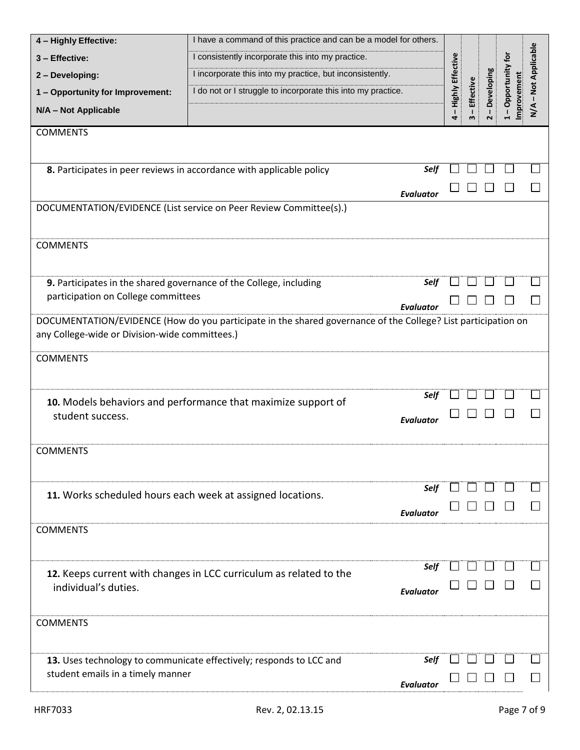| | | 4 – Highly Effective | 3 – Effective | 2 – Developing | 1 – Opportunity for Improvement | N/A – Not Applicable |
|---|---|---|---|---|---|---|
| **4 – Highly Effective:** | I have a command of this practice and can be a model for others. | | | | | |
| **3 – Effective:** | I consistently incorporate this into my practice. | | | | | |
| **2 – Developing:** | I incorporate this into my practice, but inconsistently. | | | | | |
| **1 – Opportunity for Improvement:** | I do not or I struggle to incorporate this into my practice. | | | | | |
| **N/A – Not Applicable** | | | | | | |

COMMENTS

| | | 4 | 3 | 2 | 1 | N/A |
|---|---|---|---|---|---|---|
| **8.** Participates in peer reviews in accordance with applicable policy | ***Self*** | ☐ | ☐ | ☐ | ☐ | ☐ |
| | ***Evaluator*** | ☐ | ☐ | ☐ | ☐ | ☐ |

DOCUMENTATION/EVIDENCE (List service on Peer Review Committee(s).)

COMMENTS

| | | 4 | 3 | 2 | 1 | N/A |
|---|---|---|---|---|---|---|
| **9.** Participates in the shared governance of the College, including participation on College committees | ***Self*** | ☐ | ☐ | ☐ | ☐ | ☐ |
| | ***Evaluator*** | ☐ | ☐ | ☐ | ☐ | ☐ |

DOCUMENTATION/EVIDENCE (How do you participate in the shared governance of the College? List participation on any College-wide or Division-wide committees.)

COMMENTS

| | | 4 | 3 | 2 | 1 | N/A |
|---|---|---|---|---|---|---|
| **10.** Models behaviors and performance that maximize support of student success. | ***Self*** | ☐ | ☐ | ☐ | ☐ | ☐ |
| | ***Evaluator*** | ☐ | ☐ | ☐ | ☐ | ☐ |

COMMENTS

| | | 4 | 3 | 2 | 1 | N/A |
|---|---|---|---|---|---|---|
| **11.** Works scheduled hours each week at assigned locations. | ***Self*** | ☐ | ☐ | ☐ | ☐ | ☐ |
| | ***Evaluator*** | ☐ | ☐ | ☐ | ☐ | ☐ |

COMMENTS

| | | 4 | 3 | 2 | 1 | N/A |
|---|---|---|---|---|---|---|
| **12.** Keeps current with changes in LCC curriculum as related to the individual's duties. | ***Self*** | ☐ | ☐ | ☐ | ☐ | ☐ |
| | ***Evaluator*** | ☐ | ☐ | ☐ | ☐ | ☐ |

COMMENTS

| | | 4 | 3 | 2 | 1 | N/A |
|---|---|---|---|---|---|---|
| **13.** Uses technology to communicate effectively; responds to LCC and student emails in a timely manner | ***Self*** | ☐ | ☐ | ☐ | ☐ | ☐ |
| | ***Evaluator*** | ☐ | ☐ | ☐ | ☐ | ☐ |

HRF7033 Rev. 2, 02.13.15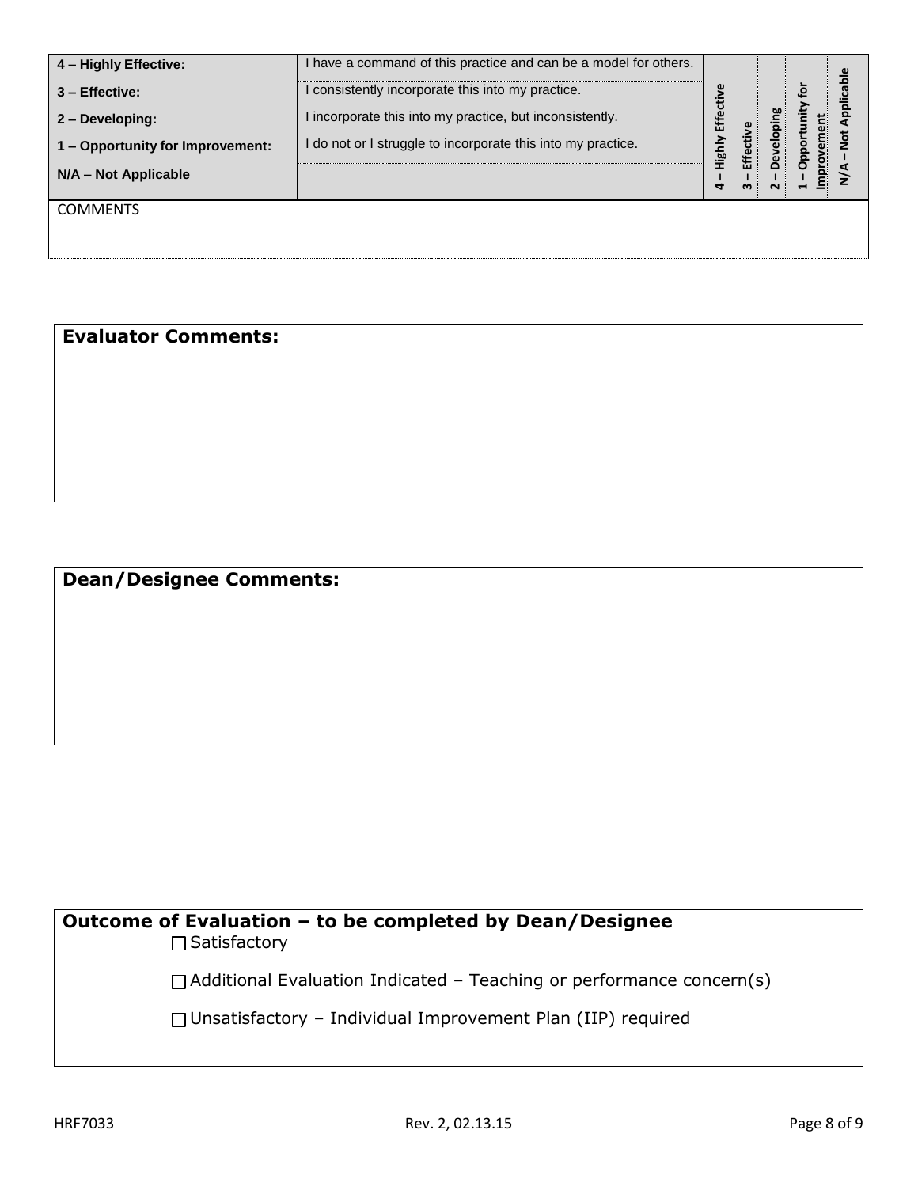| | | 4 – Highly Effective | 3 – Effective | 2 – Developing | 1 – Opportunity for Improvement | N/A – Not Applicable |
|---|---|---|---|---|---|---|
| **4 – Highly Effective:** | I have a command of this practice and can be a model for others. | | | | | |
| **3 – Effective:** | I consistently incorporate this into my practice. | | | | | |
| **2 – Developing:** | I incorporate this into my practice, but inconsistently. | | | | | |
| **1 – Opportunity for Improvement:** | I do not or I struggle to incorporate this into my practice. | | | | | |
| **N/A – Not Applicable** | | | | | | |

COMMENTS

**Evaluator Comments:**

**Dean/Designee Comments:**

**Outcome of Evaluation – to be completed by Dean/Designee**

- ☐ Satisfactory
- ☐ Additional Evaluation Indicated – Teaching or performance concern(s)
- ☐ Unsatisfactory – Individual Improvement Plan (IIP) required

HRF7033 Rev. 2, 02.13.15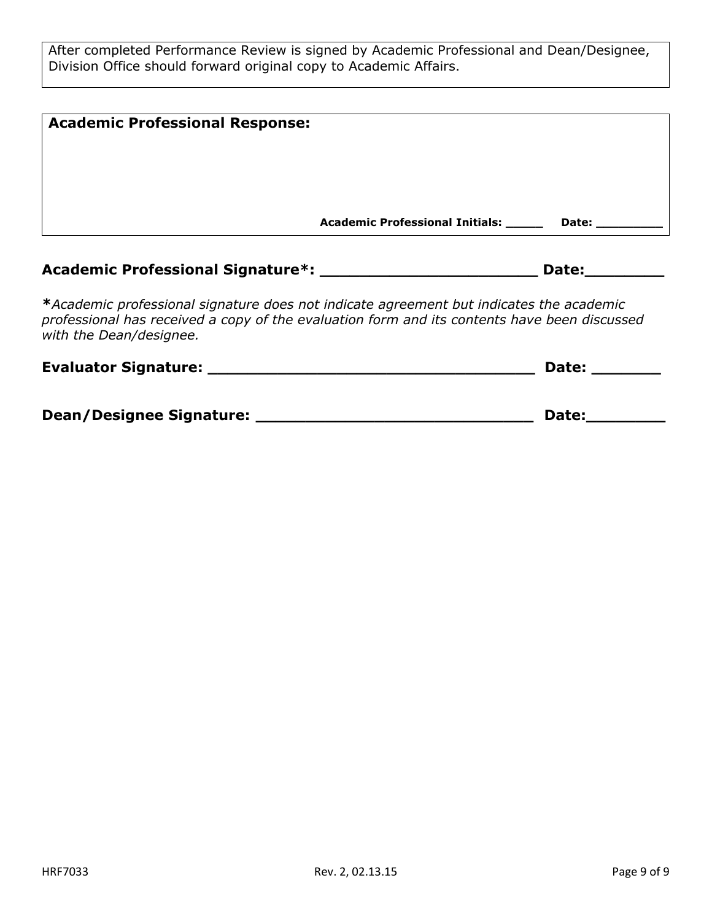After completed Performance Review is signed by Academic Professional and Dean/Designee, Division Office should forward original copy to Academic Affairs.

**Academic Professional Response:**

**Academic Professional Initials: _____ Date: _________**

**Academic Professional Signature*: _______________________ Date:________**

***Academic professional signature does not indicate agreement but indicates the academic professional has received a copy of the evaluation form and its contents have been discussed with the Dean/designee.***

**Evaluator Signature: ___________________________________ Date: _______**

**Dean/Designee Signature: _____________________________ Date:________**